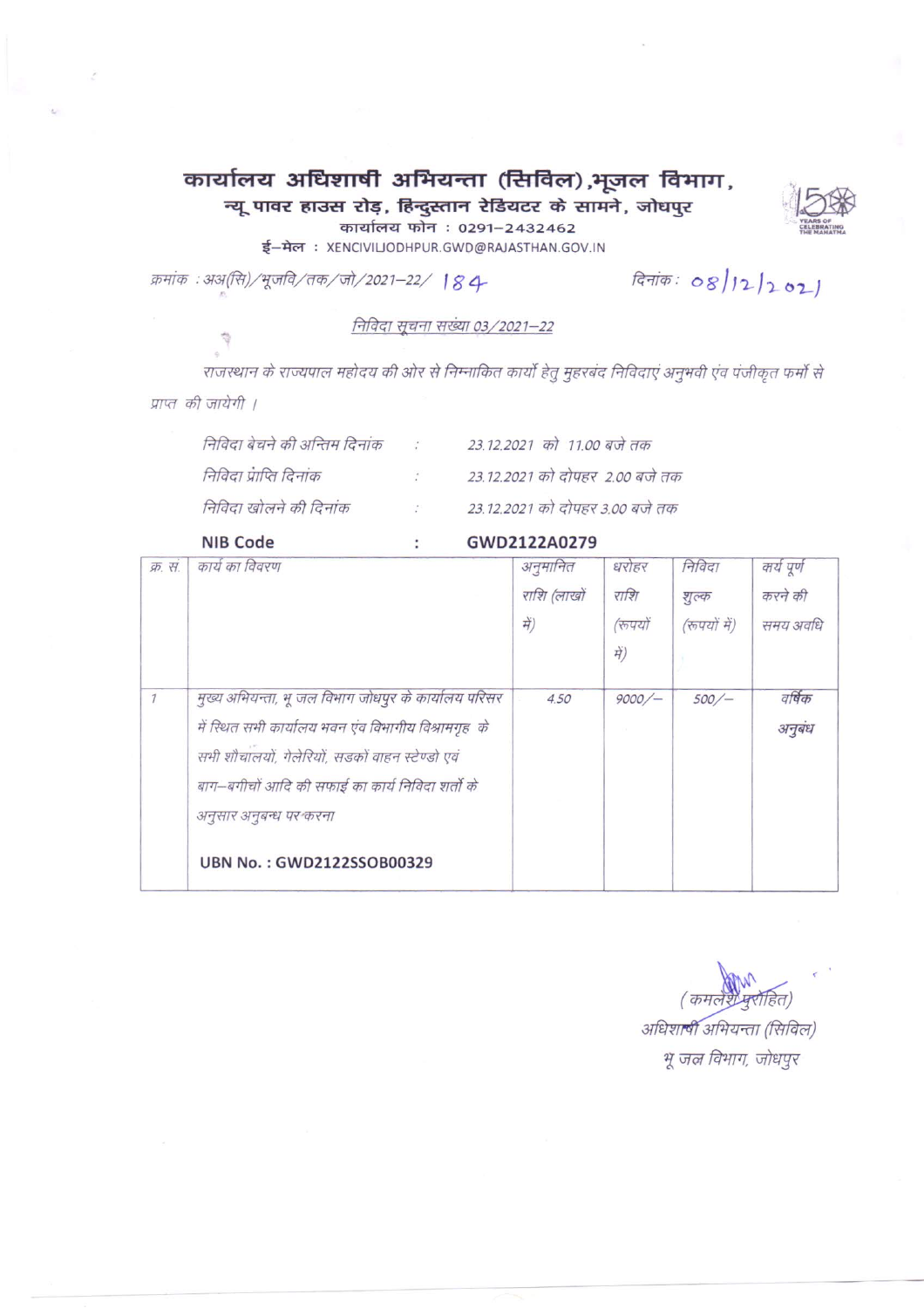# कार्यालय अधिशाषी अभियन्ता (सिविल),भूजल विभाग,

**न्यू पावर हाउस रोड़, हिन्दुस्तान रेडियटर के सामने, जोधपुर**

कार्यालय फोन : 0291–2432462

ई–मेल : XENCIVILJODHPUR.GWD@RAJASTHAN.GOV.IN

क्रमांक : अअ(सि)/भूजवि/तक/जो/2021–22/ 184 दिनांक : 08/12/2021

<u>निविदा सूचना संख्या 03/2021–22</u>

राजस्थान के राज्यपाल महोदय की ओर से निम्नांकित कार्यो हेतु मुहरबंद निविदाएं अनुभवी एंव पंजीकृत फर्मो से प्राप्त की जायेगी ।

| | | |
|---|---|---|
| निविदा बेचने की अन्तिम दिनांक | : | 23.12.2021 को 11.00 बजे तक |
| निविदा प्राप्ति दिनांक | : | 23.12.2021 को दोपहर 2.00 बजे तक |
| निविदा खोलने की दिनांक | : | 23.12.2021 को दोपहर 3.00 बजे तक |
| **NIB Code** | : | **GWD2122A0279** |

| क्र. सं. | कार्य का विवरण | अनुमानित राशि (लाखो में) | धरोहर राशि (रूपयों में) | निविदा शुल्क (रूपयों में) | कर्य पूर्ण करने की समय अवधि |
|---|---|---|---|---|---|
| 1 | मुख्य अभियन्ता, भू जल विभाग जोधपुर के कार्यालय परिसर में स्थित सभी कार्यालय भवन एंव विभागीय विश्रामगृह के सभी शौचालयों, गेलेरियों, सडकों वाहन स्टेण्डो एवं बाग–बगीचों आदि की सफाई का कार्य निविदा शर्तो के अनुसार अनुबन्ध पर करना<br><br>**UBN No. : GWD2122SSOB00329** | 4.50 | 9000/– | 500/– | वर्षिक अनुबंध |

(कमलेश पुरोहित)

अधिशाषी अभियन्ता (सिविल)

भू जल विभाग, जोधपुर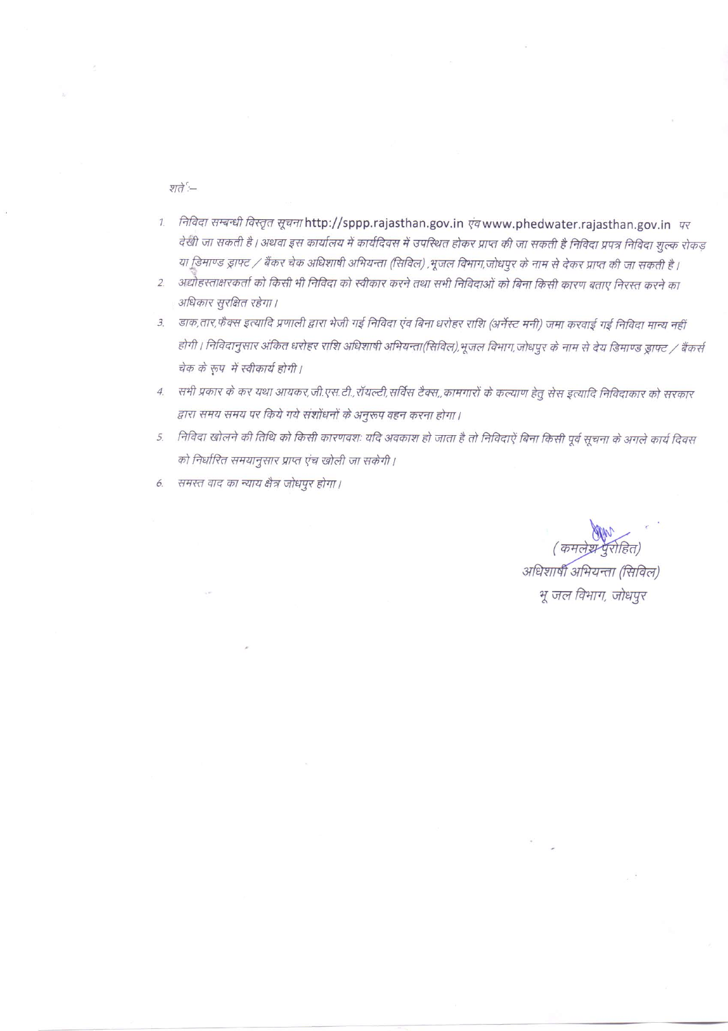शर्तें :–

1. निविदा सम्बन्धी विस्तृत सूचना http://sppp.rajasthan.gov.in एंव www.phedwater.rajasthan.gov.in पर देखी जा सकती है। अथवा इस कार्यालय में कार्यदिवस में उपस्थित होकर प्राप्त की जा सकती है निविदा प्रपत्र निविदा शुल्क रोकड़ या डिमाण्ड ड्राफ्ट / बैंकर चेक अधिशाषी अभियन्ता (सिविल) ,भूजल विभाग,जोधपुर के नाम से देकर प्राप्त की जा सकती है।
2. अद्योहस्ताक्षरकर्ता को किसी भी निविदा को स्वीकार करने तथा सभी निविदाओं को बिना किसी कारण बताए निरस्त करने का अधिकार सुरक्षित रहेगा।
3. डाक,तार,फैक्स इत्यादि प्रणाली द्वारा भेजी गई निविदा एंव बिना धरोहर राशि (अर्नेस्ट मनी) जमा करवाई गई निविदा मान्य नहीं होगी। निविदानुसार अंकित धरोहर राशि अधिशाषी अभियन्ता(सिविल),भूजल विभाग,जोधपुर के नाम से देय डिमाण्ड ड्राफ्ट / बैंकर्स चेक के रूप में स्वीकार्य होगी।
4. सभी प्रकार के कर यथा आयकर,जी.एस.टी.,रॉयल्टी,सर्विस टैक्स,,कामगारों के कल्याण हेतु सेस इत्यादि निविदाकार को सरकार द्वारा समय समय पर किये गये संशोधनों के अनुरूप वहन करना होगा।
5. निविदा खोलने की तिथि को किसी कारणवशः यदि अवकाश हो जाता है तो निविदाऐं बिना किसी पूर्व सूचना के अगले कार्य दिवस को निर्धारित समयानुसार प्राप्त एंव खोली जा सकेगी।
6. समस्त वाद का न्याय क्षेत्र जोधपुर होगा।

(कमलेश पुरोहित)
अधिशाषी अभियन्ता (सिविल)
भू जल विभाग, जोधपुर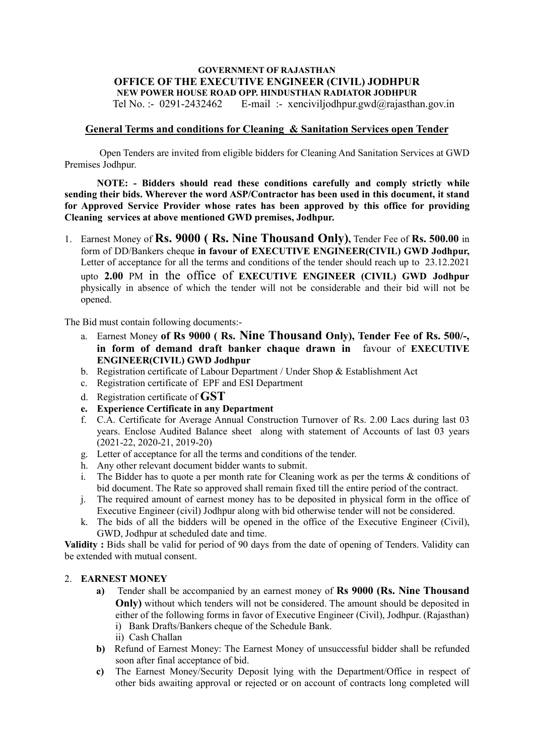**GOVERNMENT OF RAJASTHAN**

# OFFICE OF THE EXECUTIVE ENGINEER (CIVIL) JODHPUR

**NEW POWER HOUSE ROAD OPP. HINDUSTHAN RADIATOR JODHPUR**

Tel No. :- 0291-2432462 E-mail :- xenciviljodhpur.gwd@rajasthan.gov.in

## General Terms and conditions for Cleaning & Sanitation Services open Tender

Open Tenders are invited from eligible bidders for Cleaning And Sanitation Services at GWD Premises Jodhpur.

**NOTE: - Bidders should read these conditions carefully and comply strictly while sending their bids. Wherever the word ASP/Contractor has been used in this document, it stand for Approved Service Provider whose rates has been approved by this office for providing Cleaning services at above mentioned GWD premises, Jodhpur.**

1. Earnest Money of **Rs. 9000 ( Rs. Nine Thousand Only)**, Tender Fee of **Rs. 500.00** in form of DD/Bankers cheque **in favour of EXECUTIVE ENGINEER(CIVIL) GWD Jodhpur,** Letter of acceptance for all the terms and conditions of the tender should reach up to 23.12.2021 upto **2.00** PM in the office of **EXECUTIVE ENGINEER (CIVIL) GWD Jodhpur** physically in absence of which the tender will not be considerable and their bid will not be opened.

The Bid must contain following documents:-

a. Earnest Money **of Rs 9000 ( Rs. Nine Thousand Only), Tender Fee of Rs. 500/-, in form of demand draft banker chaque drawn in** favour of **EXECUTIVE ENGINEER(CIVIL) GWD Jodhpur**
b. Registration certificate of Labour Department / Under Shop & Establishment Act
c. Registration certificate of EPF and ESI Department
d. Registration certificate of **GST**
e. **Experience Certificate in any Department**
f. C.A. Certificate for Average Annual Construction Turnover of Rs. 2.00 Lacs during last 03 years. Enclose Audited Balance sheet along with statement of Accounts of last 03 years (2021-22, 2020-21, 2019-20)
g. Letter of acceptance for all the terms and conditions of the tender.
h. Any other relevant document bidder wants to submit.
i. The Bidder has to quote a per month rate for Cleaning work as per the terms & conditions of bid document. The Rate so approved shall remain fixed till the entire period of the contract.
j. The required amount of earnest money has to be deposited in physical form in the office of Executive Engineer (civil) Jodhpur along with bid otherwise tender will not be considered.
k. The bids of all the bidders will be opened in the office of the Executive Engineer (Civil), GWD, Jodhpur at scheduled date and time.

**Validity :** Bids shall be valid for period of 90 days from the date of opening of Tenders. Validity can be extended with mutual consent.

2. **EARNEST MONEY**
   - **a)** Tender shall be accompanied by an earnest money of **Rs 9000 (Rs. Nine Thousand Only)** without which tenders will not be considered. The amount should be deposited in either of the following forms in favor of Executive Engineer (Civil), Jodhpur. (Rajasthan)
     - i) Bank Drafts/Bankers cheque of the Schedule Bank.
     - ii) Cash Challan
   - **b)** Refund of Earnest Money: The Earnest Money of unsuccessful bidder shall be refunded soon after final acceptance of bid.
   - **c)** The Earnest Money/Security Deposit lying with the Department/Office in respect of other bids awaiting approval or rejected or on account of contracts long completed will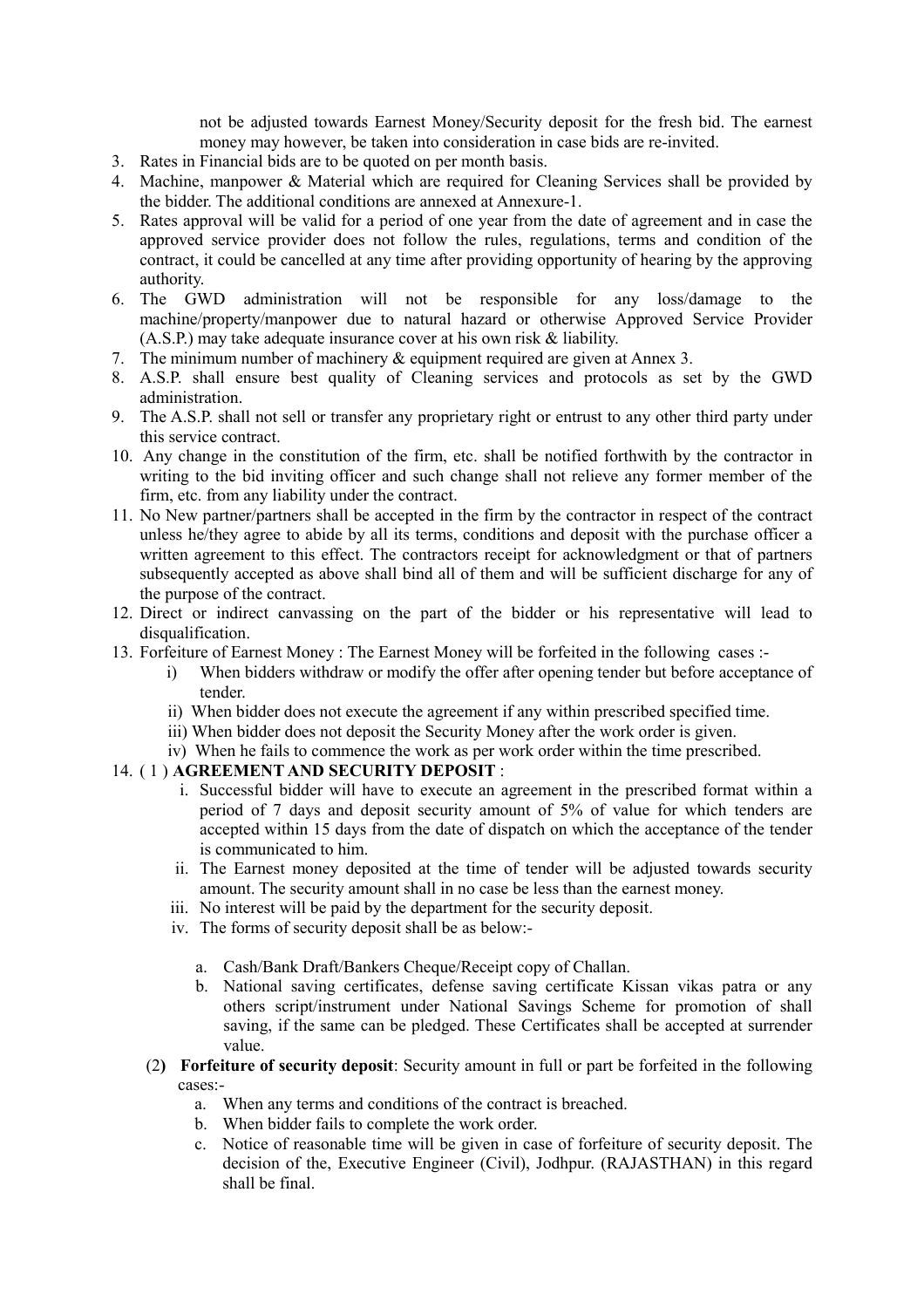not be adjusted towards Earnest Money/Security deposit for the fresh bid. The earnest money may however, be taken into consideration in case bids are re-invited.

3. Rates in Financial bids are to be quoted on per month basis.
4. Machine, manpower & Material which are required for Cleaning Services shall be provided by the bidder. The additional conditions are annexed at Annexure-1.
5. Rates approval will be valid for a period of one year from the date of agreement and in case the approved service provider does not follow the rules, regulations, terms and condition of the contract, it could be cancelled at any time after providing opportunity of hearing by the approving authority.
6. The GWD administration will not be responsible for any loss/damage to the machine/property/manpower due to natural hazard or otherwise Approved Service Provider (A.S.P.) may take adequate insurance cover at his own risk & liability.
7. The minimum number of machinery & equipment required are given at Annex 3.
8. A.S.P. shall ensure best quality of Cleaning services and protocols as set by the GWD administration.
9. The A.S.P. shall not sell or transfer any proprietary right or entrust to any other third party under this service contract.
10. Any change in the constitution of the firm, etc. shall be notified forthwith by the contractor in writing to the bid inviting officer and such change shall not relieve any former member of the firm, etc. from any liability under the contract.
11. No New partner/partners shall be accepted in the firm by the contractor in respect of the contract unless he/they agree to abide by all its terms, conditions and deposit with the purchase officer a written agreement to this effect. The contractors receipt for acknowledgment or that of partners subsequently accepted as above shall bind all of them and will be sufficient discharge for any of the purpose of the contract.
12. Direct or indirect canvassing on the part of the bidder or his representative will lead to disqualification.
13. Forfeiture of Earnest Money : The Earnest Money will be forfeited in the following cases :-
    i) When bidders withdraw or modify the offer after opening tender but before acceptance of tender.
    ii) When bidder does not execute the agreement if any within prescribed specified time.
    iii) When bidder does not deposit the Security Money after the work order is given.
    iv) When he fails to commence the work as per work order within the time prescribed.
14. ( 1 ) **AGREEMENT AND SECURITY DEPOSIT** :
    i. Successful bidder will have to execute an agreement in the prescribed format within a period of 7 days and deposit security amount of 5% of value for which tenders are accepted within 15 days from the date of dispatch on which the acceptance of the tender is communicated to him.
    ii. The Earnest money deposited at the time of tender will be adjusted towards security amount. The security amount shall in no case be less than the earnest money.
    iii. No interest will be paid by the department for the security deposit.
    iv. The forms of security deposit shall be as below:-
        a. Cash/Bank Draft/Bankers Cheque/Receipt copy of Challan.
        b. National saving certificates, defense saving certificate Kissan vikas patra or any others script/instrument under National Savings Scheme for promotion of shall saving, if the same can be pledged. These Certificates shall be accepted at surrender value.

    (2) **Forfeiture of security deposit**: Security amount in full or part be forfeited in the following cases:-
        a. When any terms and conditions of the contract is breached.
        b. When bidder fails to complete the work order.
        c. Notice of reasonable time will be given in case of forfeiture of security deposit. The decision of the, Executive Engineer (Civil), Jodhpur. (RAJASTHAN) in this regard shall be final.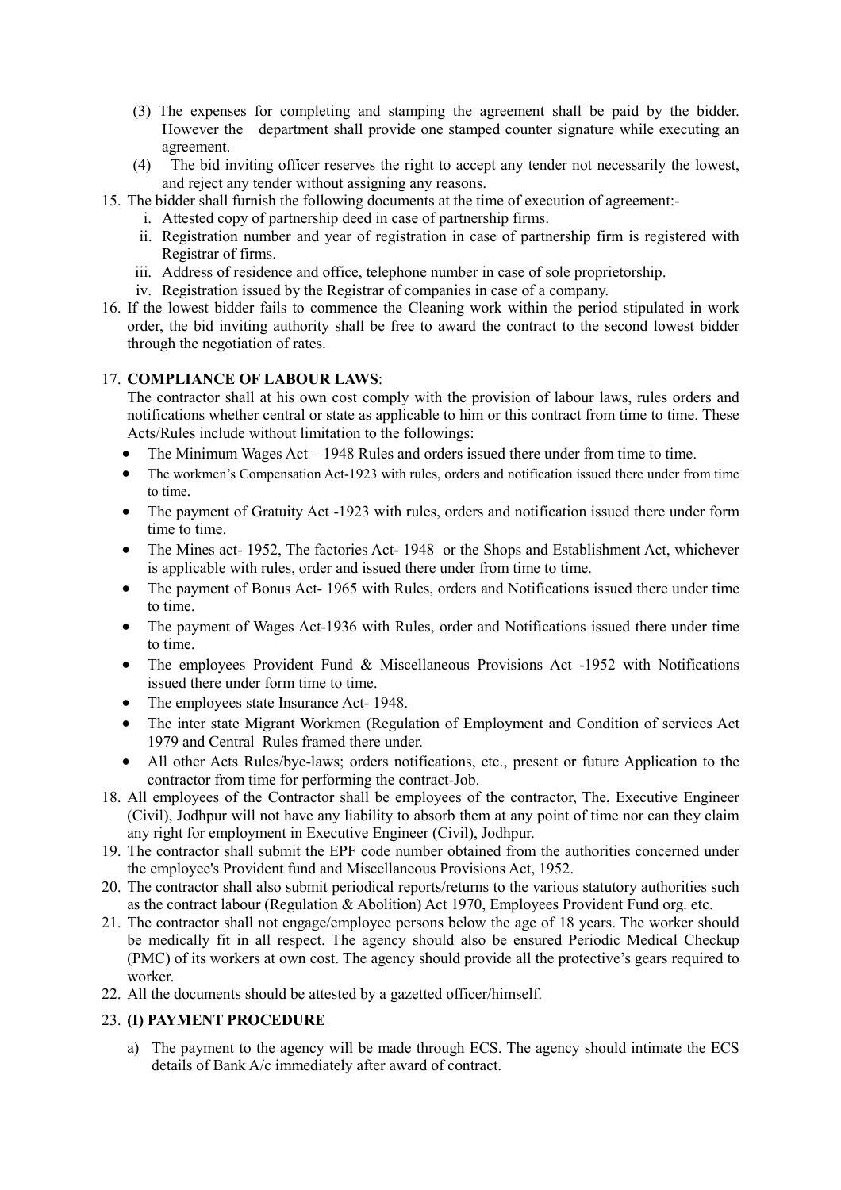(3) The expenses for completing and stamping the agreement shall be paid by the bidder. However the department shall provide one stamped counter signature while executing an agreement.

(4) The bid inviting officer reserves the right to accept any tender not necessarily the lowest, and reject any tender without assigning any reasons.

15. The bidder shall furnish the following documents at the time of execution of agreement:-
    i. Attested copy of partnership deed in case of partnership firms.
    ii. Registration number and year of registration in case of partnership firm is registered with Registrar of firms.
    iii. Address of residence and office, telephone number in case of sole proprietorship.
    iv. Registration issued by the Registrar of companies in case of a company.
16. If the lowest bidder fails to commence the Cleaning work within the period stipulated in work order, the bid inviting authority shall be free to award the contract to the second lowest bidder through the negotiation of rates.
17. **COMPLIANCE OF LABOUR LAWS**:

    The contractor shall at his own cost comply with the provision of labour laws, rules orders and notifications whether central or state as applicable to him or this contract from time to time. These Acts/Rules include without limitation to the followings:

    - The Minimum Wages Act – 1948 Rules and orders issued there under from time to time.
    - The workmen's Compensation Act-1923 with rules, orders and notification issued there under from time to time.
    - The payment of Gratuity Act -1923 with rules, orders and notification issued there under form time to time.
    - The Mines act- 1952, The factories Act- 1948 or the Shops and Establishment Act, whichever is applicable with rules, order and issued there under from time to time.
    - The payment of Bonus Act- 1965 with Rules, orders and Notifications issued there under time to time.
    - The payment of Wages Act-1936 with Rules, order and Notifications issued there under time to time.
    - The employees Provident Fund & Miscellaneous Provisions Act -1952 with Notifications issued there under form time to time.
    - The employees state Insurance Act- 1948.
    - The inter state Migrant Workmen (Regulation of Employment and Condition of services Act 1979 and Central Rules framed there under.
    - All other Acts Rules/bye-laws; orders notifications, etc., present or future Application to the contractor from time for performing the contract-Job.
18. All employees of the Contractor shall be employees of the contractor, The, Executive Engineer (Civil), Jodhpur will not have any liability to absorb them at any point of time nor can they claim any right for employment in Executive Engineer (Civil), Jodhpur.
19. The contractor shall submit the EPF code number obtained from the authorities concerned under the employee's Provident fund and Miscellaneous Provisions Act, 1952.
20. The contractor shall also submit periodical reports/returns to the various statutory authorities such as the contract labour (Regulation & Abolition) Act 1970, Employees Provident Fund org. etc.
21. The contractor shall not engage/employee persons below the age of 18 years. The worker should be medically fit in all respect. The agency should also be ensured Periodic Medical Checkup (PMC) of its workers at own cost. The agency should provide all the protective's gears required to worker.
22. All the documents should be attested by a gazetted officer/himself.
23. **(I) PAYMENT PROCEDURE**

    a) The payment to the agency will be made through ECS. The agency should intimate the ECS details of Bank A/c immediately after award of contract.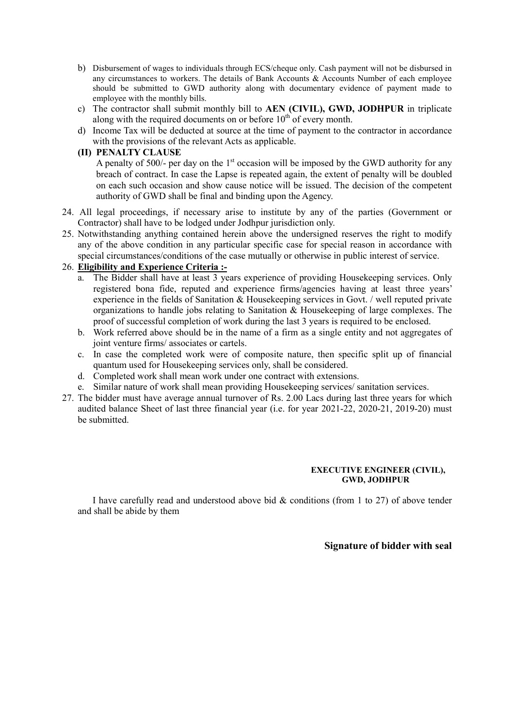b) Disbursement of wages to individuals through ECS/cheque only. Cash payment will not be disbursed in any circumstances to workers. The details of Bank Accounts & Accounts Number of each employee should be submitted to GWD authority along with documentary evidence of payment made to employee with the monthly bills.

c) The contractor shall submit monthly bill to **AEN (CIVIL), GWD, JODHPUR** in triplicate along with the required documents on or before 10th of every month.

d) Income Tax will be deducted at source at the time of payment to the contractor in accordance with the provisions of the relevant Acts as applicable.

**(II) PENALTY CLAUSE**

A penalty of 500/- per day on the 1st occasion will be imposed by the GWD authority for any breach of contract. In case the Lapse is repeated again, the extent of penalty will be doubled on each such occasion and show cause notice will be issued. The decision of the competent authority of GWD shall be final and binding upon the Agency.

24. All legal proceedings, if necessary arise to institute by any of the parties (Government or Contractor) shall have to be lodged under Jodhpur jurisdiction only.
25. Notwithstanding anything contained herein above the undersigned reserves the right to modify any of the above condition in any particular specific case for special reason in accordance with special circumstances/conditions of the case mutually or otherwise in public interest of service.
26. **Eligibility and Experience Criteria :-**
    a. The Bidder shall have at least 3 years experience of providing Housekeeping services. Only registered bona fide, reputed and experience firms/agencies having at least three years' experience in the fields of Sanitation & Housekeeping services in Govt. / well reputed private organizations to handle jobs relating to Sanitation & Housekeeping of large complexes. The proof of successful completion of work during the last 3 years is required to be enclosed.
    b. Work referred above should be in the name of a firm as a single entity and not aggregates of joint venture firms/ associates or cartels.
    c. In case the completed work were of composite nature, then specific split up of financial quantum used for Housekeeping services only, shall be considered.
    d. Completed work shall mean work under one contract with extensions.
    e. Similar nature of work shall mean providing Housekeeping services/ sanitation services.
27. The bidder must have average annual turnover of Rs. 2.00 Lacs during last three years for which audited balance Sheet of last three financial year (i.e. for year 2021-22, 2020-21, 2019-20) must be submitted.

**EXECUTIVE ENGINEER (CIVIL),**
**GWD, JODHPUR**

I have carefully read and understood above bid & conditions (from 1 to 27) of above tender and shall be abide by them

**Signature of bidder with seal**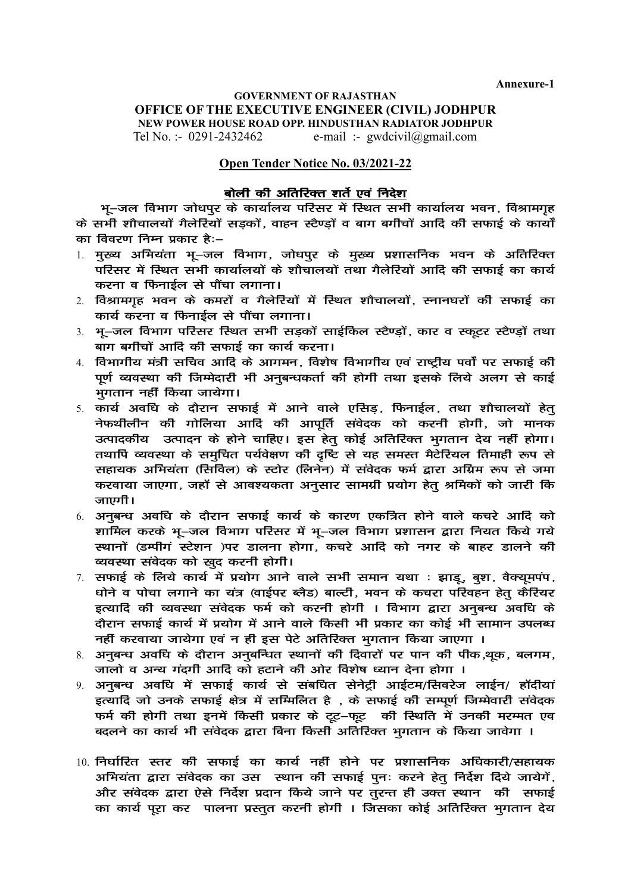**Annexure-1**

**GOVERNMENT OF RAJASTHAN**

**OFFICE OF THE EXECUTIVE ENGINEER (CIVIL) JODHPUR**

**NEW POWER HOUSE ROAD OPP. HINDUSTHAN RADIATOR JODHPUR**

Tel No. :- 0291-2432462 e-mail :- gwdcivil@gmail.com

**Open Tender Notice No. 03/2021-22**

**बोली की अतिरिक्त शर्ते एवं निर्देश**

भू–जल विभाग जोधपुर के कार्यालय परिसर में स्थित सभी कार्यालय भवन, विश्रामगृह के सभी शौचालयों गैलेरियों सड़कों, वाहन स्टैण्ड़ों व बाग बगीचों आदि की सफाई के कार्यो का विवरण निम्न प्रकार हैः–

1. मुख्य अभियंता भू–जल विभाग, जोधपुर के मुख्य प्रशासनिक भवन के अतिरिक्त परिसर में स्थित सभी कार्यालयों के शौचालयों तथा गैलेरियों आदि की सफाई का कार्य करना व फिनाईल से पौंचा लगाना।
2. विश्रामगृह भवन के कमरों व गैलेरियों में स्थित शौचालयों, स्नानघरों की सफाई का कार्य करना व फिनाईल से पौंचा लगाना।
3. भू–जल विभाग परिसर स्थित सभी सड़कों साईकिल स्टैण्ड़ों, कार व स्कूटर स्टैण्ड़ों तथा बाग बगीचों आदि की सफाई का कार्य करना।
4. विभागीय मंत्री सचिव आदि के आगमन, विशेष विभागीय एवं राष्ट्रीय पर्वो पर सफाई की पूर्ण व्यवस्था की जिम्मेदारी भी अनुबन्धकर्ता की होगी तथा इसके लिये अलग से काई भुगतान नहीं किया जायेगा।
5. कार्य अवधि के दौरान सफाई में आने वाले एसिड़, फिनाईल, तथा शौचालयों हेतु नेफथीलीन की गोलिया आदि की आपूर्ति संवेदक को करनी होगी, जो मानक उत्पादकींय उत्पादन के होने चाहिए। इस हेतु कोई अतिरिक्त भुगतान देय नहीं होगा। तथापि व्यवस्था के समुचित पर्यवेक्षण की दृष्टि से यह समस्त मैटेरियल तिमाही रूप से सहायक अभियंता (सिविल) के स्टोर (लिनेन) में संवेदक फर्म द्वारा अग्रिम रूप से जमा करवाया जाएगा, जहाँ से आवश्यकता अनुसार सामग्री प्रयोग हेतु श्रमिकों को जारी कि जाएगी।
6. अनुबन्ध अवधि के दौरान सफाई कार्य के कारण एकत्रित होने वाले कचरे आदि को शामिल करके भू–जल विभाग परिसर में भू–जल विभाग प्रशासन द्वारा नियत किये गये स्थानों (डम्पींगं स्टेशन )पर डालना होगा, कचरे आदि को नगर के बाहर डालने की व्यवस्था संवेदक को खुद करनी होगी।
7. सफाई के लिये कार्य में प्रयोग आने वाले सभी समान यथा : झाड़ू, बुश, वैक्यूमपंप, धोने व पोचा लगाने का यंत्र (वाईपर ब्लैड) बाल्टी, भवन के कचरा परिवहन हेतु कैरियर इत्यादि की व्यवस्था संवेदक फर्म को करनी होगीं । विभाग द्वारा अनुबन्ध अवधि के दौरान सफाई कार्य में प्रयोग में आने वाले किसी भी प्रकार का कोई भी सामान उपलब्ध नहीं करवाया जायेगा एवं न ही इस पेटे अतिरिक्त भुगतान किया जाएगा ।
8. अनुबन्ध अवधि के दौरान अनुबन्धित स्थानों की दिवारों पर पान की पीक,थूक, बलगम, जालो व अन्य गंदगी आदि को हटाने की ओर विशेष ध्यान देना होगा ।
9. अनुबन्ध अवधि में सफाई कार्य से संबंधित सेनेट्री आईटम/सिवरेज लाईन/ हॉदीयां इत्यादि जो उनके सफाई क्षेत्र में सम्मिलित है , के सफाई की सम्पूर्ण जिम्मेवारी संवेदक फर्म की होगी तथा इनमें किसी प्रकार के टूट–फूट की स्थिति में उनकी मरम्मत एव बदलने का कार्य भी संवेदक द्वारा बिना किसी अतिरिक्त भुगतान के किया जावेगा ।
10. निर्धारित स्तर की सफाई का कार्य नहीं होने पर प्रशासनिक अधिकारी/सहायक अभियंता द्वारा संवेदक का उस स्थान की सफाई पुनः करने हेतु निर्देश दिये जायेगें, और संवेदक द्वारा ऐसे निर्देश प्रदान किये जाने पर तुरन्त ही उक्त स्थान की सफाई का कार्य पूरा कर पालना प्रस्तुत करनी होगीं । जिसका कोई अतिरिक्त भुगतान देय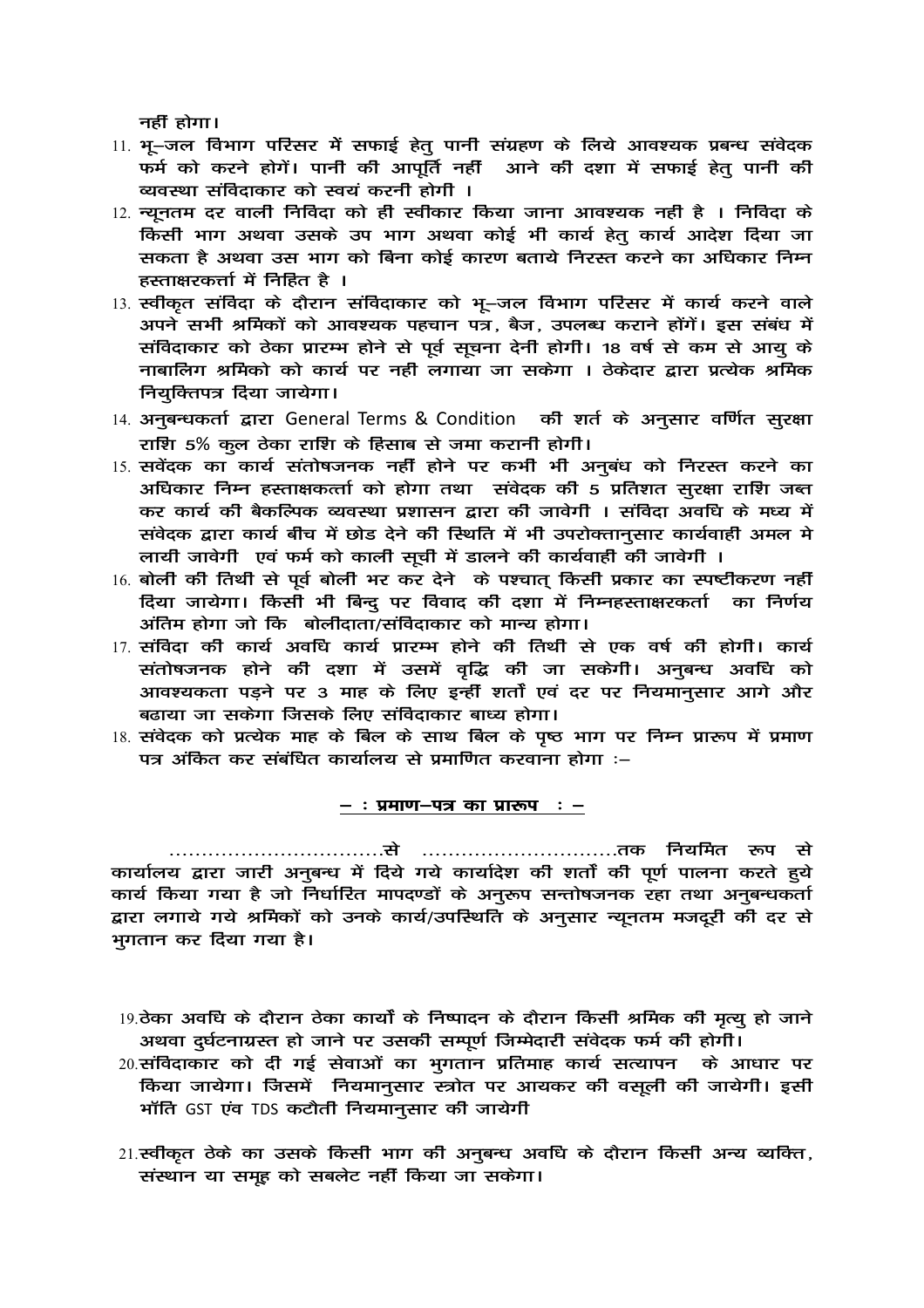नहीं होगा।

11. भू–जल विभाग परिसर में सफाई हेतु पानी संग्रहण के लिये आवश्यक प्रबन्ध संवेदक फर्म को करने होगें। पानी की आपूर्ति नहीं आने की दशा में सफाई हेतु पानी की व्यवस्था संविदाकार को स्वयं करनी होगी ।
12. न्यूनतम दर वाली निविदा को ही स्वीकार किया जाना आवश्यक नहीं है । निविदा के किसी भाग अथवा उसके उप भाग अथवा कोई भी कार्य हेतु कार्य आदेश दिया जा सकता है अथवा उस भाग को बिना कोई कारण बताये निरस्त करने का अधिकार निम्न हस्ताक्षरकर्त्ता में निहित है ।
13. स्वीकृत संविदा के दौरान संविदाकार को भू–जल विभाग परिसर में कार्य करने वाले अपने सभी श्रमिकों को आवश्यक पहचान पत्र, बैज, उपलब्ध कराने होंगें। इस संबंध में संविदाकार को ठेका प्रारम्भ होने से पूर्व सूचना देनी होगी। 18 वर्ष से कम से आयु के नाबालिग श्रमिको को कार्य पर नहीं लगाया जा सकेगा । ठेकेदार द्वारा प्रत्येक श्रमिक नियुक्तिपत्र दिया जायेगा।
14. अनुबन्धकर्ता द्वारा General Terms & Condition की शर्त के अनुसार वर्णित सुरक्षा राशि 5% कुल ठेका राशि के हिसाब से जमा करानी होगी।
15. सवेंदक का कार्य संतोषजनक नहीं होने पर कभी भी अनुबंध को निरस्त करने का अधिकार निम्न हस्ताक्षकर्त्ता को होगा तथा संवेदक की 5 प्रतिशत सुरक्षा राशि जब्त कर कार्य की बैकल्पिक व्यवस्था प्रशासन द्वारा की जावेगी । संविदा अवधि के मध्य में संवेदक द्वारा कार्य बीच में छोड देने की स्थिति में भी उपरोक्तानुसार कार्यवाही अमल मे लायी जावेगी एवं फर्म को काली सूची में डालने की कार्यवाही की जावेगी ।
16. बोली की तिथी से पूर्व बोली भर कर देने के पश्चात् किसी प्रकार का स्पष्टीकरण नहीं दिया जायेगा। किसी भी बिन्दु पर विवाद की दशा में निम्नहस्ताक्षरकर्ता का निर्णय अंतिम होगा जो कि बोलीदाता/संविदाकार को मान्य होगा।
17. संविदा की कार्य अवधि कार्य प्रारम्भ होने की तिथी से एक वर्ष की होगी। कार्य संतोषजनक होने की दशा में उसमें वृद्धि की जा सकेगी। अनुबन्ध अवधि को आवश्यकता पड़ने पर 3 माह के लिए इन्हीं शर्तों एवं दर पर नियमानुसार आगे और बढाया जा सकेगा जिसके लिए संविदाकार बाध्य होगा।
18. संवेदक को प्रत्येक माह के बिल के साथ बिल के पृष्ठ भाग पर निम्न प्रारूप में प्रमाण पत्र अंकित कर संबंधित कार्यालय से प्रमाणित करवाना होगा :–

**<u>– : प्रमाण–पत्र का प्रारूप : –</u>**

..................................से ...............................तक नियमित रूप से कार्यालय द्वारा जारी अनुबन्ध में दिये गये कार्यादेश की शर्तों की पूर्ण पालना करते हुये कार्य किया गया है जो निर्धारित मापदण्डों के अनुरूप सन्तोषजनक रहा तथा अनुबन्धकर्ता द्वारा लगाये गये श्रमिकों को उनके कार्य/उपस्थिति के अनुसार न्यूनतम मजदूरी की दर से भुगतान कर दिया गया है।

19. ठेका अवधि के दौरान ठेका कार्यो के निष्पादन के दौरान किसी श्रमिक की मृत्यु हो जाने अथवा दुर्घटनाग्रस्त हो जाने पर उसकी सम्पूर्ण जिम्मेदारी संवेदक फर्म की होगी।
20. संविदाकार को दी गई सेवाओं का भुगतान प्रतिमाह कार्य सत्यापन के आधार पर किया जायेगा। जिसमें नियमानुसार स्त्रोत पर आयकर की वसूली की जायेगी। इसी भॉति GST एंव TDS कटौती नियमानुसार की जायेगी
21. स्वीकृत ठेके का उसके किसी भाग की अनुबन्ध अवधि के दौरान किसी अन्य व्यक्ति, संस्थान या समूह को सबलेट नहीं किया जा सकेगा।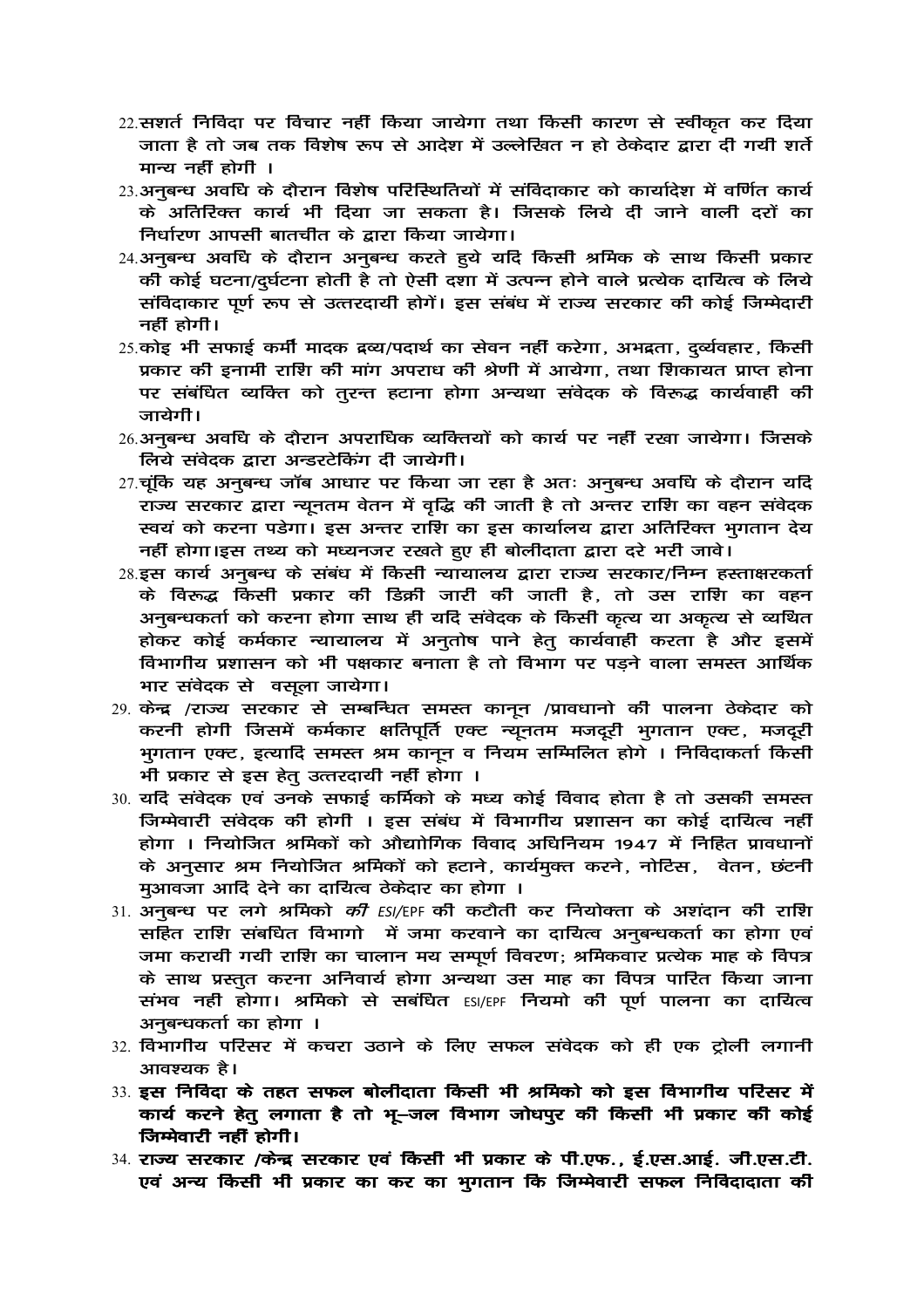22. सशर्त निविदा पर विचार नहीं किया जायेगा तथा किसी कारण से स्वीकृत कर दिया जाता है तो जब तक विशेष रूप से आदेश में उल्लेखित न हो ठेकेदार द्वारा दी गयी शर्ते मान्य नहीं होगी ।
23. अनुबन्ध अवधि के दौरान विशेष परिस्थितियों में संविदाकार को कार्यादेश में वर्णित कार्य के अतिरिक्त कार्य भी दिया जा सकता है। जिसके लिये दी जाने वाली दरों का निर्धारण आपसी बातचीत के द्वारा किया जायेगा।
24. अनुबन्ध अवधि के दौरान अनुबन्ध करते हुये यदि किसी श्रमिक के साथ किसी प्रकार की कोई घटना/दुर्घटना होती है तो ऐसी दशा में उत्पन्न होने वाले प्रत्येक दायित्व के लिये संविदाकार पूर्ण रूप से उत्तरदायी होगें। इस संबंध में राज्य सरकार की कोई जिम्मेदारी नहीं होगी।
25. कोइ भी सफाई कर्मी मादक द्रव्य/पदार्थ का सेवन नहीं करेगा, अभद्रता, दुर्व्यवहार, किसी प्रकार की इनामी राशि की मांग अपराध की श्रेणी में आयेगा, तथा शिकायत प्राप्त होना पर संबंधित व्यक्ति को तुरन्त हटाना होगा अन्यथा संवेदक के विरूद्ध कार्यवाही की जायेगी।
26. अनुबन्ध अवधि के दौरान अपराधिक व्यक्तियों को कार्य पर नहीं रखा जायेगा। जिसके लिये संवेदक द्वारा अन्डरटेकिंग दी जायेगी।
27. चूंकि यह अनुबन्ध जॉब आधार पर किया जा रहा है अतः अनुबन्ध अवधि के दौरान यदि राज्य सरकार द्वारा न्यूनतम वेतन में वृद्धि की जाती है तो अन्तर राशि का वहन संवेदक स्वयं को करना पडेगा। इस अन्तर राशि का इस कार्यालय द्वारा अतिरिक्त भुगतान देय नहीं होगा।इस तथ्य को मध्यनजर रखते हुए ही बोलीदाता द्वारा दरे भरी जावे।
28. इस कार्य अनुबन्ध के संबंध में किसी न्यायालय द्वारा राज्य सरकार/निम्न हस्ताक्षरकर्ता के विरूद्ध किसी प्रकार की डिक्री जारी की जाती है, तो उस राशि का वहन अनुबन्धकर्ता को करना होगा साथ ही यदि संवेदक के किसी कृत्य या अकृत्य से व्यथित होकर कोई कर्मकार न्यायालय में अनुतोष पाने हेतु कार्यवाही करता है और इसमें विभागीय प्रशासन को भी पक्षकार बनाता है तो विभाग पर पड़ने वाला समस्त आर्थिक भार संवेदक से वसूला जायेगा।
29. केन्द्र /राज्य सरकार से सम्बन्धित समस्त कानून /प्रावधानो की पालना ठेकेदार को करनी होगी जिसमें कर्मकार क्षतिपूर्ति एक्ट न्यूनतम मजदूरी भुगतान एक्ट, मजदूरी भुगतान एक्ट, इत्यादि समस्त श्रम कानून व नियम सम्मिलित होगे । निविदाकर्ता किसी भी प्रकार से इस हेतु उत्तरदायी नहीं होगा ।
30. यदि संवेदक एवं उनके सफाई कर्मिको के मध्य कोई विवाद होता है तो उसकी समस्त जिम्मेवारी संवेदक की होगी । इस संबंध में विभागीय प्रशासन का कोई दायित्व नहीं होगा । नियोजित श्रमिकों को औद्योगिक विवाद अधिनियम 1947 में निहित प्रावधानों के अनुसार श्रम नियोजित श्रमिकों को हटाने, कार्यमुक्त करने, नोटिस, वेतन, छंटनी मुआवजा आदि देने का दायित्व ठेकेदार का होगा ।
31. अनुबन्ध पर लगे श्रमिको *की ESI*/EPF की कटौती कर नियोक्ता के अशंदान की राशि सहित राशि संबंधित विभागो में जमा करवाने का दायित्व अनुबन्धकर्ता का होगा एवं जमा करायी गयी राशि का चालान मय सम्पूर्ण विवरण; श्रमिकवार प्रत्येक माह के विपत्र के साथ प्रस्तुत करना अनिवार्य होगा अन्यथा उस माह का विपत्र पारित किया जाना संभव नही होगा। श्रमिको से सबंधित ESI/EPF नियमो की पूर्ण पालना का दायित्व अनुबन्धकर्ता का होगा ।
32. विभागीय परिसर में कचरा उठाने के लिए सफल संवेदक को ही एक ट्रोली लगानी आवश्यक है।
33. **इस निविदा के तहत सफल बोलीदाता किसी भी श्रमिको को इस विभागीय परिसर में कार्य करने हेतु लगाता है तो भू–जल विभाग जोधपुर की किसी भी प्रकार की कोई जिम्मेवारी नहीं होगी।**
34. **राज्य सरकार /केन्द्र सरकार एवं किसी भी प्रकार के पी.एफ., ई.एस.आई. जी.एस.टी. एवं अन्य किसी भी प्रकार का कर का भुगतान कि जिम्मेवारी सफल निविदादाता की**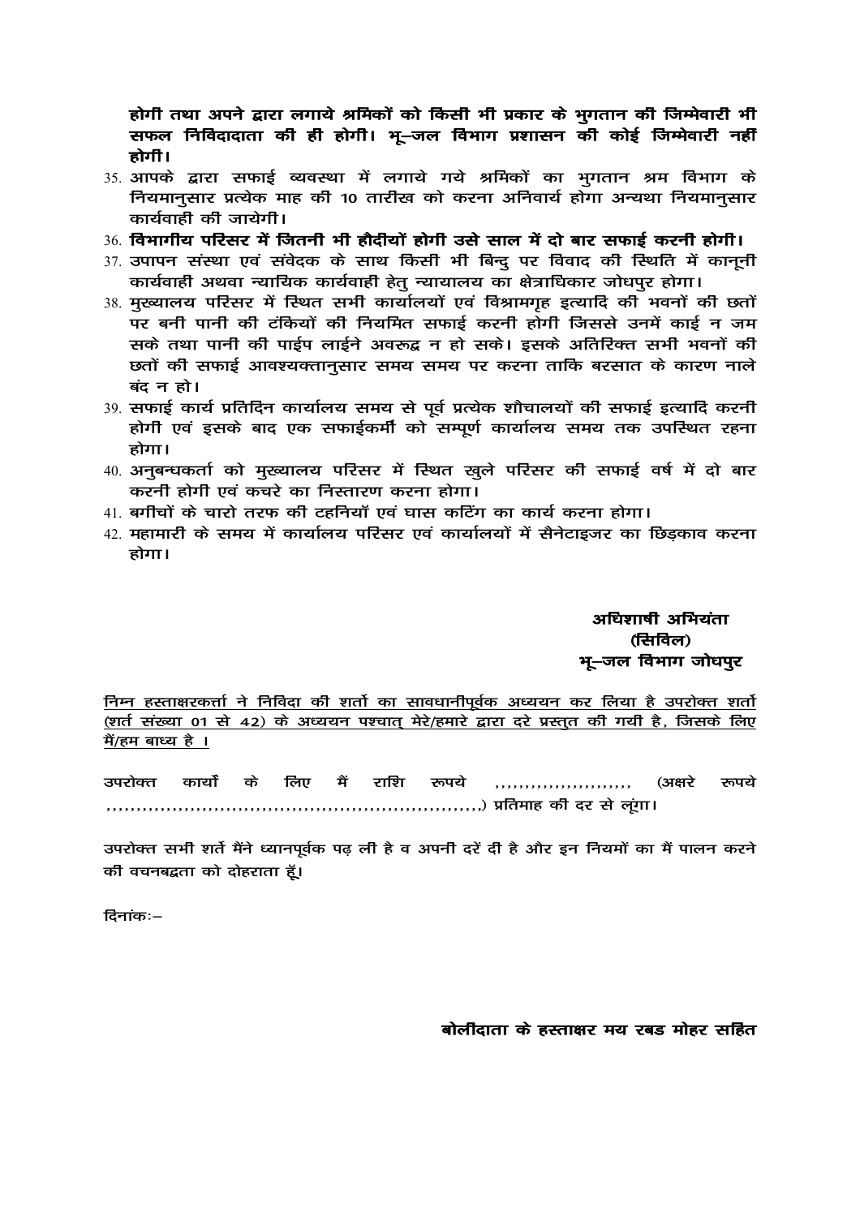**होगी तथा अपने द्वारा लगाये श्रमिकों को किसी भी प्रकार के भुगतान की जिम्मेवारी भी सफल निविदादाता की ही होगी। भू–जल विभाग प्रशासन की कोई जिम्मेवारी नहीं होगी।**

35. आपके द्वारा सफाई व्यवस्था में लगाये गये श्रमिकों का भुगतान श्रम विभाग के नियमानुसार प्रत्येक माह की 10 तारीख को करना अनिवार्य होगा अन्यथा नियमानुसार कार्यवाही की जायेगी।
36. **विभागीय परिसर में जितनी भी हौदीयों होगी उसे साल में दो बार सफाई करनी होगी।**
37. उपापन संस्था एवं संवेदक के साथ किसी भी बिन्दु पर विवाद की स्थिति में कानूनी कार्यवाही अथवा न्यायिक कार्यवाही हेतु न्यायालय का क्षेत्राधिकार जोधपुर होगा।
38. मुख्यालय परिसर में स्थित सभी कार्यालयों एवं विश्रामगृह इत्यादि की भवनों की छतों पर बनी पानी की टंकियों की नियमित सफाई करनी होगी जिससे उनमें काई न जम सके तथा पानी की पाईप लाईने अवरूद्ध न हो सके। इसके अतिरिक्त सभी भवनों की छतों की सफाई आवश्यक्तानुसार समय समय पर करना ताकि बरसात के कारण नाले बंद न हो।
39. सफाई कार्य प्रतिदिन कार्यालय समय से पूर्व प्रत्येक शौचालयों की सफाई इत्यादि करनी होगी एवं इसके बाद एक सफाईकर्मी को सम्पूर्ण कार्यालय समय तक उपस्थित रहना होगा।
40. अनुबन्धकर्ता को मुख्यालय परिसर में स्थित खुले परिसर की सफाई वर्ष में दो बार करनी होगी एवं कचरे का निस्तारण करना होगा।
41. बगीचों के चारो तरफ की टहनियाँ एवं घास कटिंग का कार्य करना होगा।
42. महामारी के समय में कार्यालय परिसर एवं कार्यालयों में सैनेटाइजर का छिड़काव करना होगा।

**अधिशाषी अभियंता**
**(सिविल)**
**भू–जल विभाग जोधपुर**

निम्न हस्ताक्षरकर्ता ने निविदा की शर्तो का सावधानीपूर्वक अध्ययन कर लिया है उपरोक्त शर्तो (शर्त संख्या 01 से 42) के अध्ययन पश्चात् मेरे/हमारे द्वारा दरे प्रस्तुत की गयी है, जिसके लिए मैं/हम बाध्य है ।

उपरोक्त कार्यों के लिए मैं राशि रूपये ,,,,,,,,,,,,,,,,,,,,,,, (अक्षरे रूपये ,,,,,,,,,,,,,,,,,,,,,,,,,,,,,,,,,,,,,,,,,,,,,,,,,,,,,,,,,,,,) प्रतिमाह की दर से लूंगा।

उपरोक्त सभी शर्ते मैंने ध्यानपूर्वक पढ़ ली है व अपनी दरें दी है और इन नियमों का मैं पालन करने की वचनबद्वता को दोहराता हूँ।

दिनांकः–

**बोलीदाता के हस्ताक्षर मय रबड मोहर सहित**